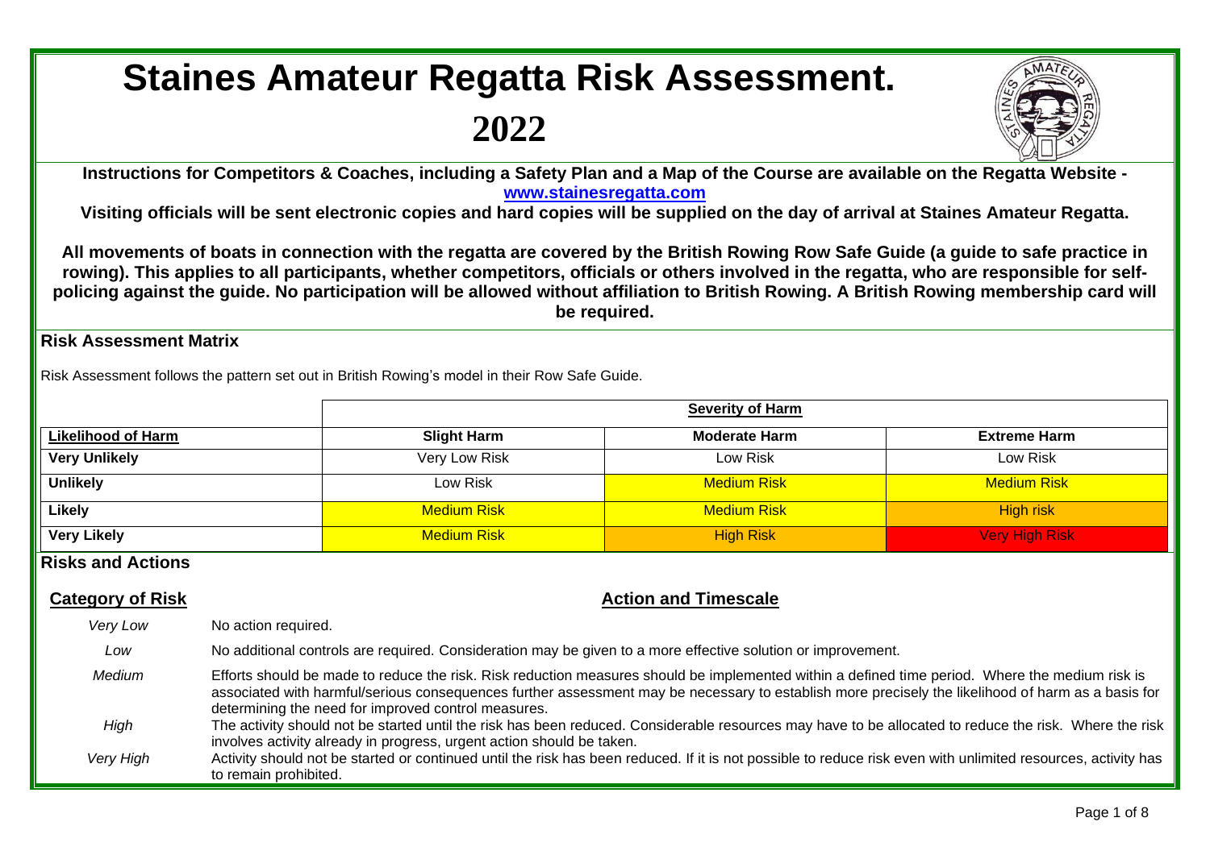# Staines Amateur Regatta Risk Assessment.

# 2022

**Instructions for Competitors & Coaches, including a Safety Plan and a Map of the Course are available on the Regatta Website - [www.stainesregatta.com](http://www.stainesregatta.com)**

**Visiting officials will be sent electronic copies and hard copies will be supplied on the day of arrival at Staines Amateur Regatta.**

**All movements of boats in connection with the regatta are covered by the British Rowing Row Safe Guide (a guide to safe practice in rowing). This applies to all participants, whether competitors, officials or others involved in the regatta, who are responsible for self-policing against the guide. No participation will be allowed without affiliation to British Rowing. A British Rowing membership card will be required.**

## Risk Assessment Matrix

Risk Assessment follows the pattern set out in British Rowing's model in their Row Safe Guide.

| | **Severity of Harm** | | |
|---|---|---|---|
| **Likelihood of Harm** | **Slight Harm** | **Moderate Harm** | **Extreme Harm** |
| **Very Unlikely** | Very Low Risk | Low Risk | Low Risk |
| **Unlikely** | Low Risk | Medium Risk | Medium Risk |
| **Likely** | Medium Risk | Medium Risk | High risk |
| **Very Likely** | Medium Risk | High Risk | Very High Risk |

## Risks and Actions

| **Category of Risk** | **Action and Timescale** |
|---|---|
| *Very Low* | No action required. |
| *Low* | No additional controls are required. Consideration may be given to a more effective solution or improvement. |
| *Medium* | Efforts should be made to reduce the risk. Risk reduction measures should be implemented within a defined time period. Where the medium risk is associated with harmful/serious consequences further assessment may be necessary to establish more precisely the likelihood of harm as a basis for determining the need for improved control measures. |
| *High* | The activity should not be started until the risk has been reduced. Considerable resources may have to be allocated to reduce the risk. Where the risk involves activity already in progress, urgent action should be taken. |
| *Very High* | Activity should not be started or continued until the risk has been reduced. If it is not possible to reduce risk even with unlimited resources, activity has to remain prohibited. |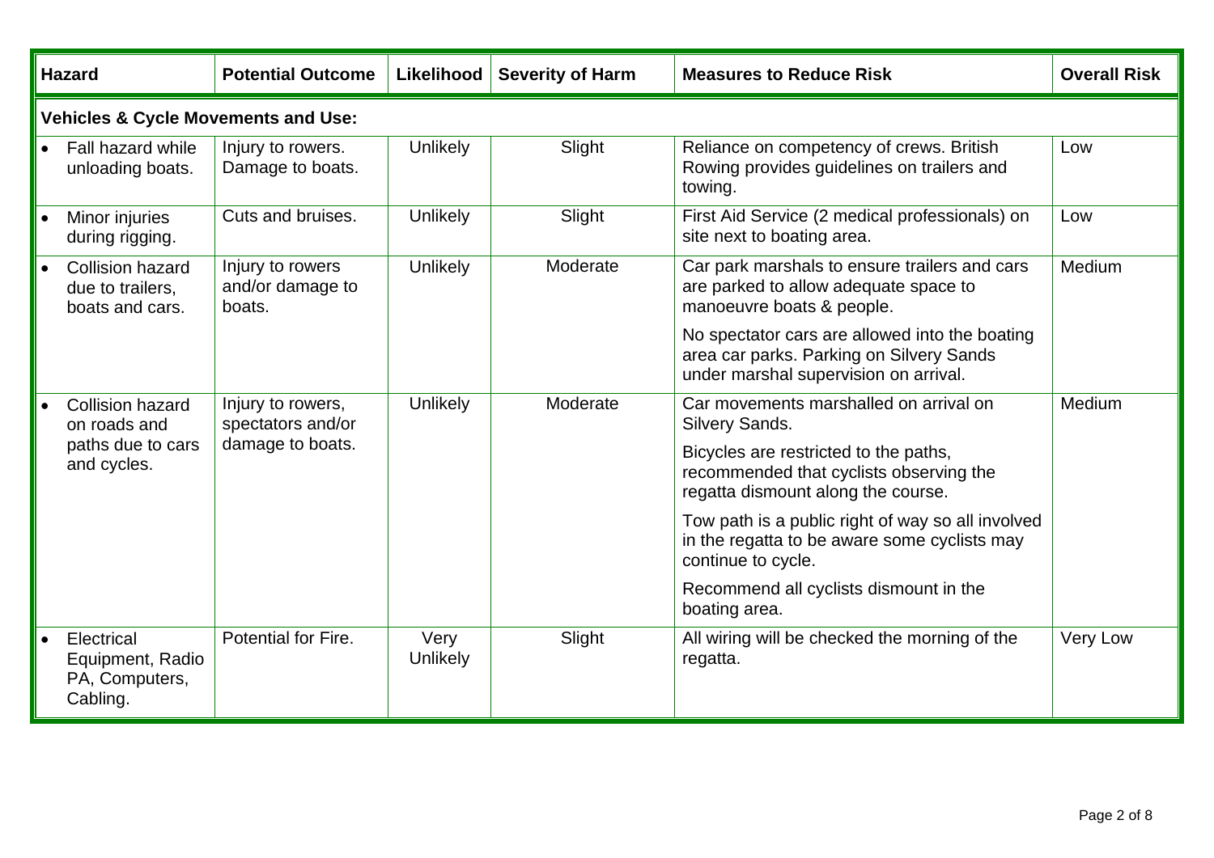| Hazard | Potential Outcome | Likelihood | Severity of Harm | Measures to Reduce Risk | Overall Risk |
|---|---|---|---|---|---|
| **Vehicles & Cycle Movements and Use:** | | | | | |
| • Fall hazard while unloading boats. | Injury to rowers. Damage to boats. | Unlikely | Slight | Reliance on competency of crews. British Rowing provides guidelines on trailers and towing. | Low |
| • Minor injuries during rigging. | Cuts and bruises. | Unlikely | Slight | First Aid Service (2 medical professionals) on site next to boating area. | Low |
| • Collision hazard due to trailers, boats and cars. | Injury to rowers and/or damage to boats. | Unlikely | Moderate | Car park marshals to ensure trailers and cars are parked to allow adequate space to manoeuvre boats & people.<br><br>No spectator cars are allowed into the boating area car parks. Parking on Silvery Sands under marshal supervision on arrival. | Medium |
| • Collision hazard on roads and paths due to cars and cycles. | Injury to rowers, spectators and/or damage to boats. | Unlikely | Moderate | Car movements marshalled on arrival on Silvery Sands.<br><br>Bicycles are restricted to the paths, recommended that cyclists observing the regatta dismount along the course.<br><br>Tow path is a public right of way so all involved in the regatta to be aware some cyclists may continue to cycle.<br><br>Recommend all cyclists dismount in the boating area. | Medium |
| • Electrical Equipment, Radio PA, Computers, Cabling. | Potential for Fire. | Very Unlikely | Slight | All wiring will be checked the morning of the regatta. | Very Low |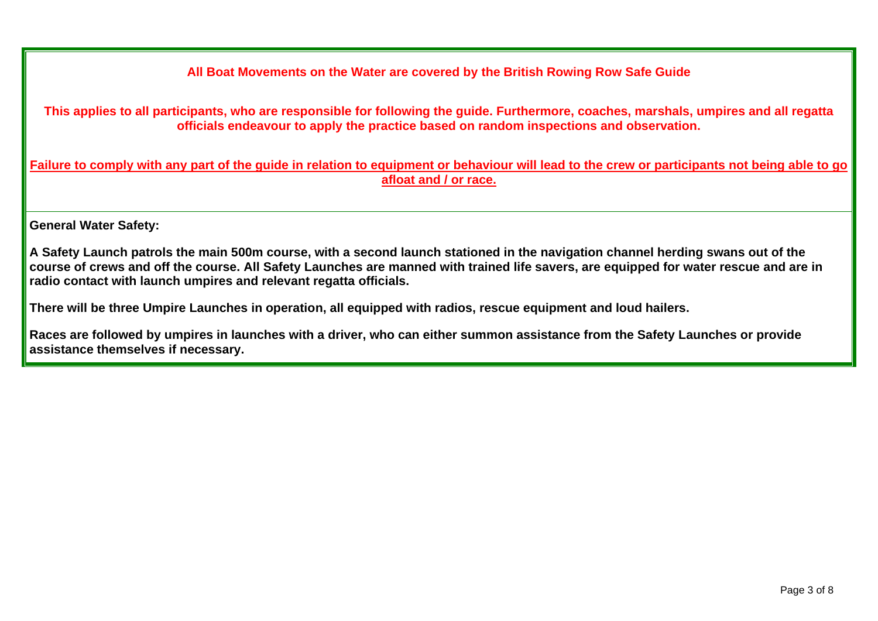**All Boat Movements on the Water are covered by the British Rowing Row Safe Guide**

**This applies to all participants, who are responsible for following the guide. Furthermore, coaches, marshals, umpires and all regatta officials endeavour to apply the practice based on random inspections and observation.**

**<u>Failure to comply with any part of the guide in relation to equipment or behaviour will lead to the crew or participants not being able to go afloat and / or race.</u>**

**General Water Safety:**

**A Safety Launch patrols the main 500m course, with a second launch stationed in the navigation channel herding swans out of the course of crews and off the course. All Safety Launches are manned with trained life savers, are equipped for water rescue and are in radio contact with launch umpires and relevant regatta officials.**

**There will be three Umpire Launches in operation, all equipped with radios, rescue equipment and loud hailers.**

**Races are followed by umpires in launches with a driver, who can either summon assistance from the Safety Launches or provide assistance themselves if necessary.**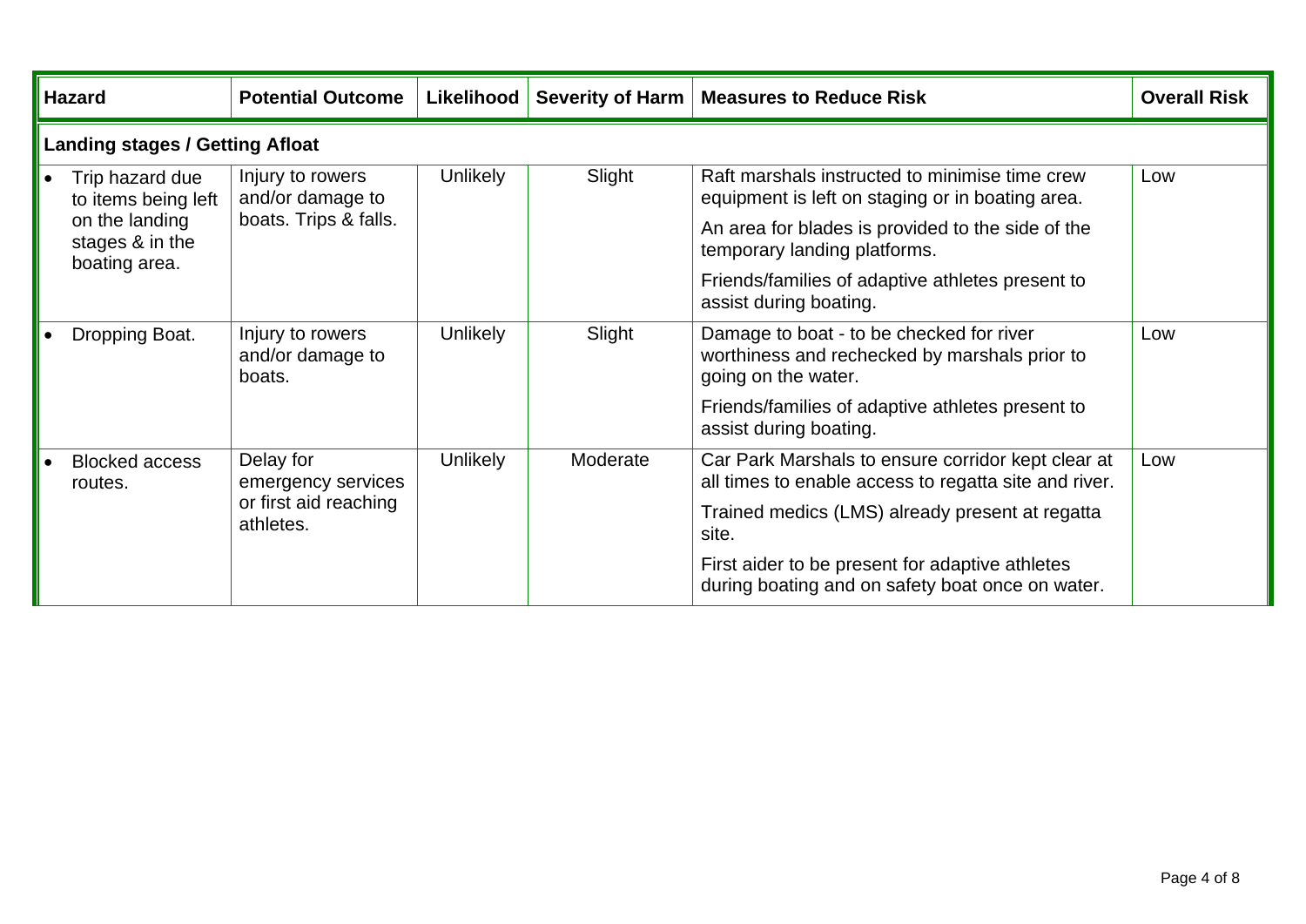| Hazard | Potential Outcome | Likelihood | Severity of Harm | Measures to Reduce Risk | Overall Risk |
|---|---|---|---|---|---|
| **Landing stages / Getting Afloat** | | | | | |
| • Trip hazard due to items being left on the landing stages & in the boating area. | Injury to rowers and/or damage to boats. Trips & falls. | Unlikely | Slight | Raft marshals instructed to minimise time crew equipment is left on staging or in boating area.<br><br>An area for blades is provided to the side of the temporary landing platforms.<br><br>Friends/families of adaptive athletes present to assist during boating. | Low |
| • Dropping Boat. | Injury to rowers and/or damage to boats. | Unlikely | Slight | Damage to boat - to be checked for river worthiness and rechecked by marshals prior to going on the water.<br><br>Friends/families of adaptive athletes present to assist during boating. | Low |
| • Blocked access routes. | Delay for emergency services or first aid reaching athletes. | Unlikely | Moderate | Car Park Marshals to ensure corridor kept clear at all times to enable access to regatta site and river.<br><br>Trained medics (LMS) already present at regatta site.<br><br>First aider to be present for adaptive athletes during boating and on safety boat once on water. | Low |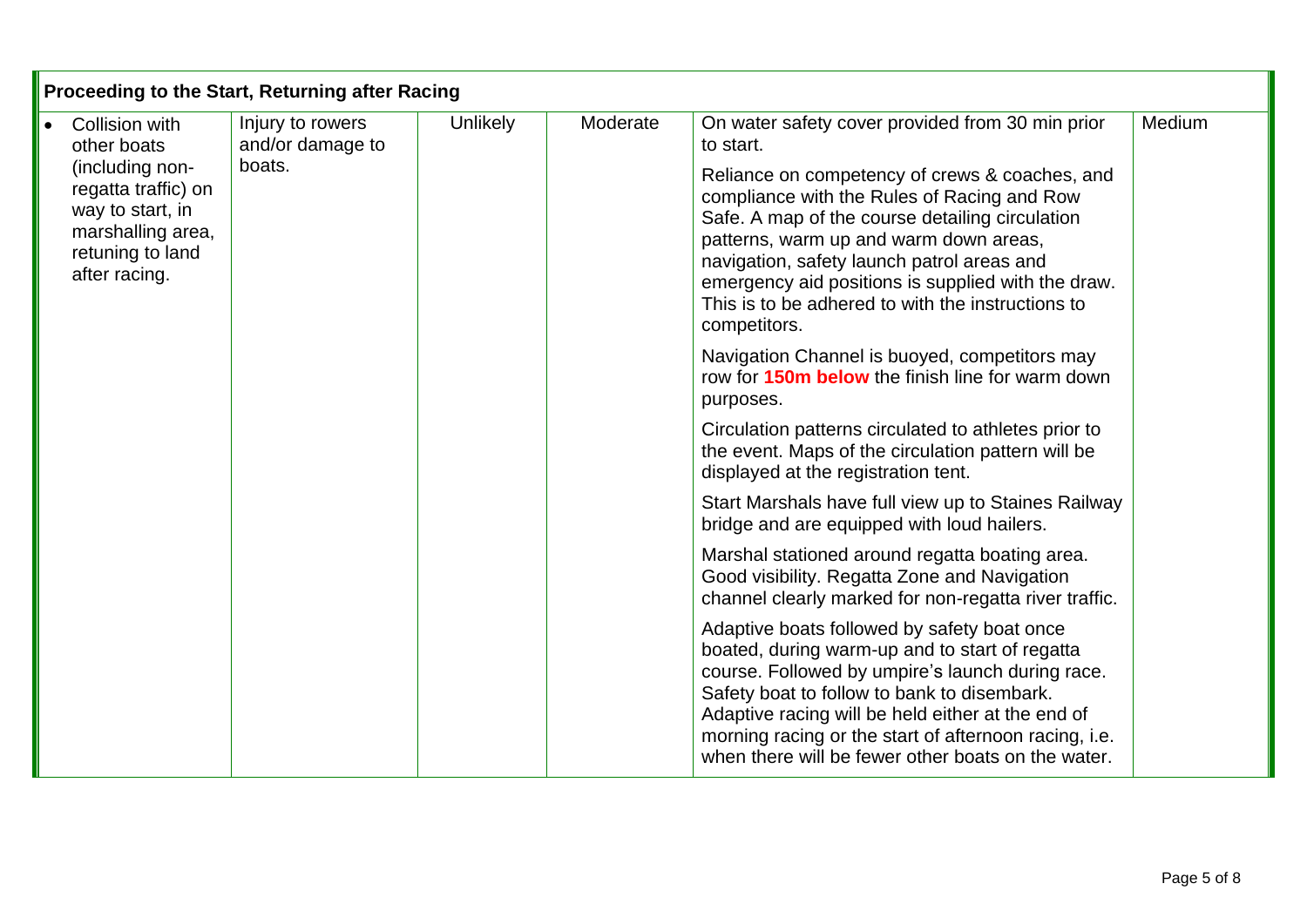| Proceeding to the Start, Returning after Racing | | | | | |
|---|---|---|---|---|---|
| • Collision with other boats (including non-regatta traffic) on way to start, in marshalling area, retuning to land after racing. | Injury to rowers and/or damage to boats. | Unlikely | Moderate | On water safety cover provided from 30 min prior to start.<br><br>Reliance on competency of crews & coaches, and compliance with the Rules of Racing and Row Safe. A map of the course detailing circulation patterns, warm up and warm down areas, navigation, safety launch patrol areas and emergency aid positions is supplied with the draw. This is to be adhered to with the instructions to competitors.<br><br>Navigation Channel is buoyed, competitors may row for **150m below** the finish line for warm down purposes.<br><br>Circulation patterns circulated to athletes prior to the event. Maps of the circulation pattern will be displayed at the registration tent.<br><br>Start Marshals have full view up to Staines Railway bridge and are equipped with loud hailers.<br><br>Marshal stationed around regatta boating area. Good visibility. Regatta Zone and Navigation channel clearly marked for non-regatta river traffic.<br><br>Adaptive boats followed by safety boat once boated, during warm-up and to start of regatta course. Followed by umpire's launch during race. Safety boat to follow to bank to disembark. Adaptive racing will be held either at the end of morning racing or the start of afternoon racing, i.e. when there will be fewer other boats on the water. | Medium |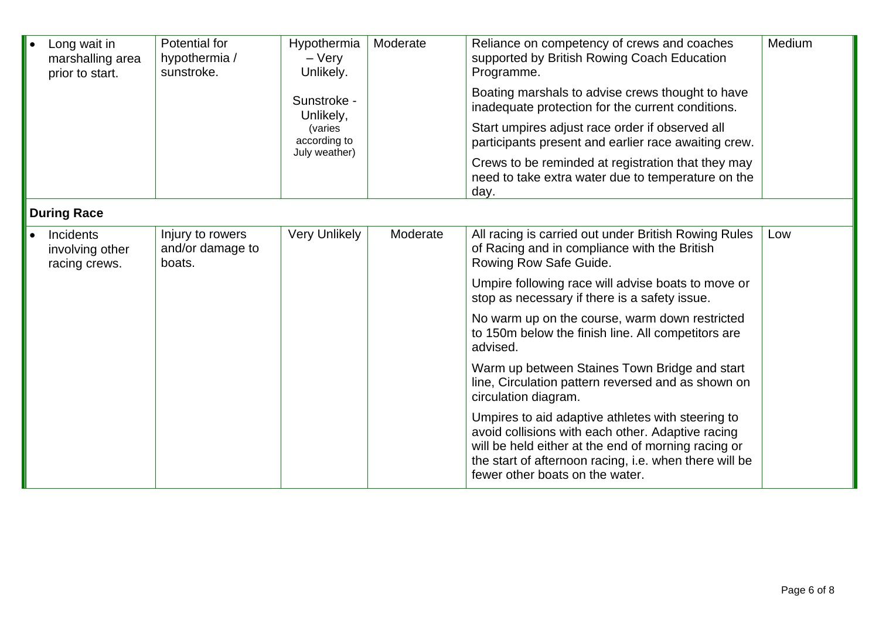| | | | | | |
|---|---|---|---|---|---|
| • Long wait in marshalling area prior to start. | Potential for hypothermia / sunstroke. | Hypothermia – Very Unlikely.<br><br>Sunstroke - Unlikely, (varies according to July weather) | Moderate | Reliance on competency of crews and coaches supported by British Rowing Coach Education Programme.<br><br>Boating marshals to advise crews thought to have inadequate protection for the current conditions.<br><br>Start umpires adjust race order if observed all participants present and earlier race awaiting crew.<br><br>Crews to be reminded at registration that they may need to take extra water due to temperature on the day. | Medium |
| **During Race** | | | | | |
| • Incidents involving other racing crews. | Injury to rowers and/or damage to boats. | Very Unlikely | Moderate | All racing is carried out under British Rowing Rules of Racing and in compliance with the British Rowing Row Safe Guide.<br><br>Umpire following race will advise boats to move or stop as necessary if there is a safety issue.<br><br>No warm up on the course, warm down restricted to 150m below the finish line. All competitors are advised.<br><br>Warm up between Staines Town Bridge and start line, Circulation pattern reversed and as shown on circulation diagram.<br><br>Umpires to aid adaptive athletes with steering to avoid collisions with each other. Adaptive racing will be held either at the end of morning racing or the start of afternoon racing, i.e. when there will be fewer other boats on the water. | Low |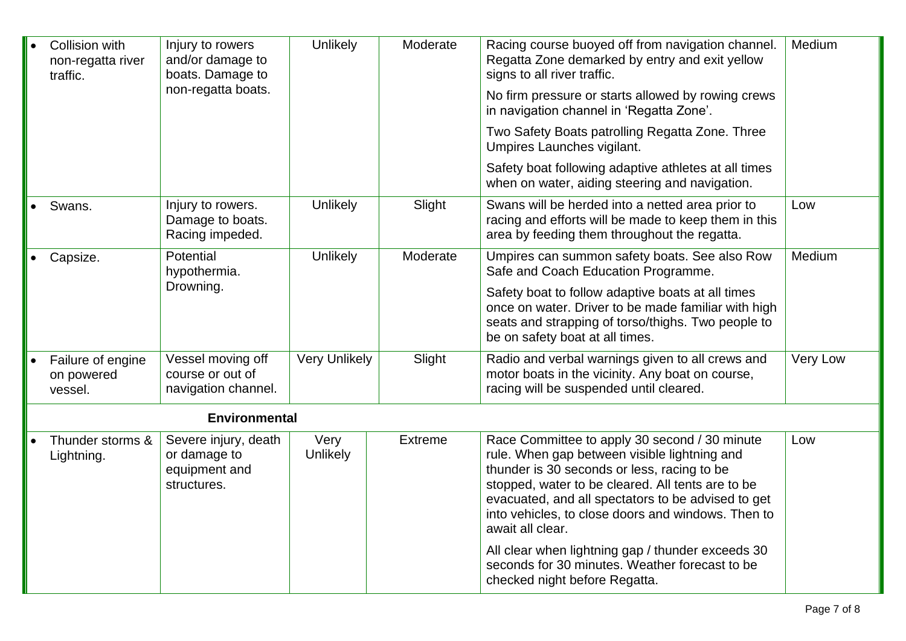| Hazard | Risk | Likelihood | Severity | Control Measures | Risk Rating |
|---|---|---|---|---|---|
| • Collision with non-regatta river traffic. | Injury to rowers and/or damage to boats. Damage to non-regatta boats. | Unlikely | Moderate | Racing course buoyed off from navigation channel. Regatta Zone demarked by entry and exit yellow signs to all river traffic.<br><br>No firm pressure or starts allowed by rowing crews in navigation channel in 'Regatta Zone'.<br><br>Two Safety Boats patrolling Regatta Zone. Three Umpires Launches vigilant.<br><br>Safety boat following adaptive athletes at all times when on water, aiding steering and navigation. | Medium |
| • Swans. | Injury to rowers. Damage to boats. Racing impeded. | Unlikely | Slight | Swans will be herded into a netted area prior to racing and efforts will be made to keep them in this area by feeding them throughout the regatta. | Low |
| • Capsize. | Potential hypothermia. Drowning. | Unlikely | Moderate | Umpires can summon safety boats. See also Row Safe and Coach Education Programme.<br><br>Safety boat to follow adaptive boats at all times once on water. Driver to be made familiar with high seats and strapping of torso/thighs. Two people to be on safety boat at all times. | Medium |
| • Failure of engine on powered vessel. | Vessel moving off course or out of navigation channel. | Very Unlikely | Slight | Radio and verbal warnings given to all crews and motor boats in the vicinity. Any boat on course, racing will be suspended until cleared. | Very Low |
| **Environmental** | | | | | |
| • Thunder storms & Lightning. | Severe injury, death or damage to equipment and structures. | Very Unlikely | Extreme | Race Committee to apply 30 second / 30 minute rule. When gap between visible lightning and thunder is 30 seconds or less, racing to be stopped, water to be cleared. All tents are to be evacuated, and all spectators to be advised to get into vehicles, to close doors and windows. Then to await all clear.<br><br>All clear when lightning gap / thunder exceeds 30 seconds for 30 minutes. Weather forecast to be checked night before Regatta. | Low |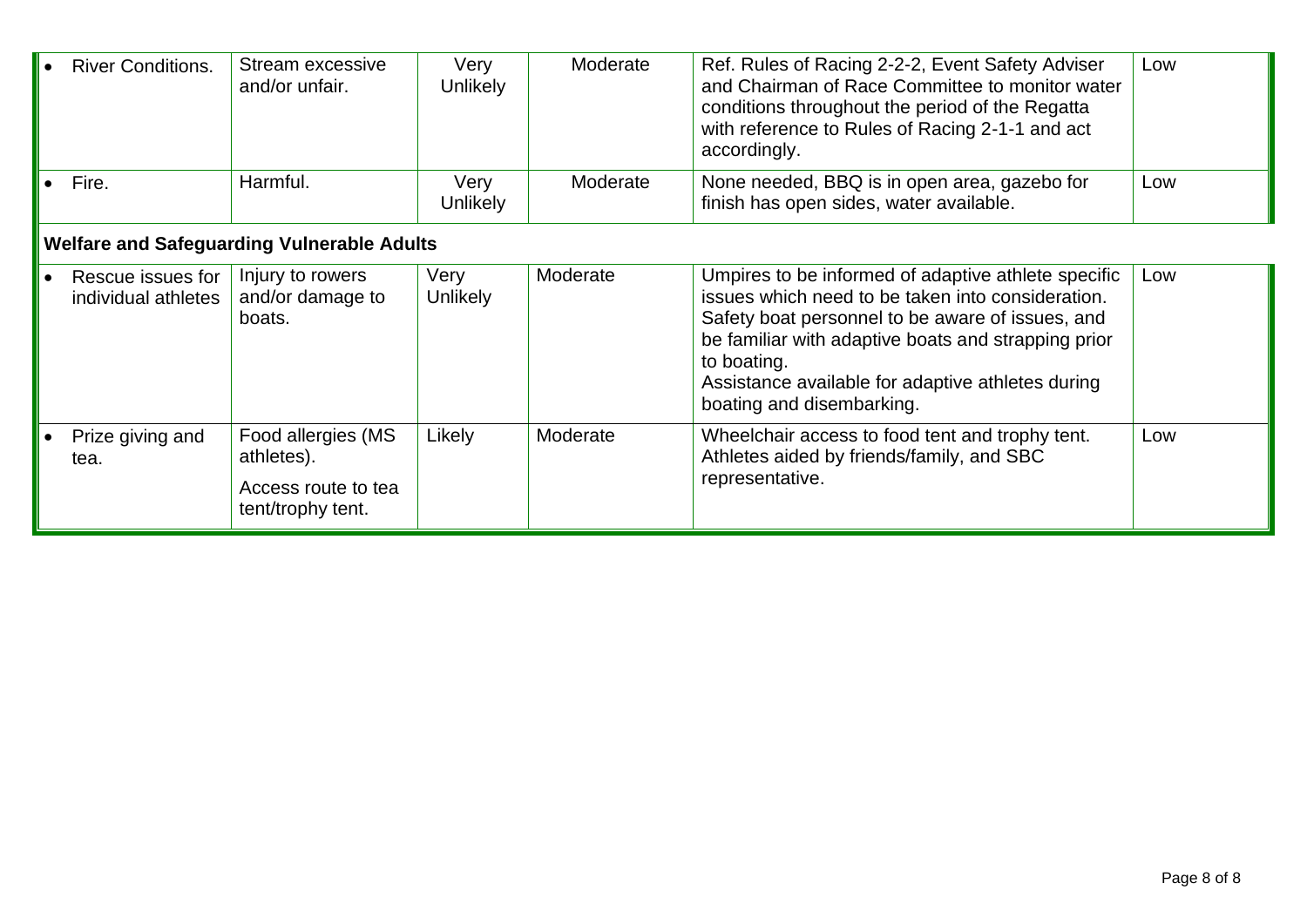| | | | | | |
|---|---|---|---|---|---|
| • River Conditions. | Stream excessive and/or unfair. | Very Unlikely | Moderate | Ref. Rules of Racing 2-2-2, Event Safety Adviser and Chairman of Race Committee to monitor water conditions throughout the period of the Regatta with reference to Rules of Racing 2-1-1 and act accordingly. | Low |
| • Fire. | Harmful. | Very Unlikely | Moderate | None needed, BBQ is in open area, gazebo for finish has open sides, water available. | Low |
| **Welfare and Safeguarding Vulnerable Adults** | | | | | |
| • Rescue issues for individual athletes | Injury to rowers and/or damage to boats. | Very Unlikely | Moderate | Umpires to be informed of adaptive athlete specific issues which need to be taken into consideration. Safety boat personnel to be aware of issues, and be familiar with adaptive boats and strapping prior to boating. Assistance available for adaptive athletes during boating and disembarking. | Low |
| • Prize giving and tea. | Food allergies (MS athletes). Access route to tea tent/trophy tent. | Likely | Moderate | Wheelchair access to food tent and trophy tent. Athletes aided by friends/family, and SBC representative. | Low |